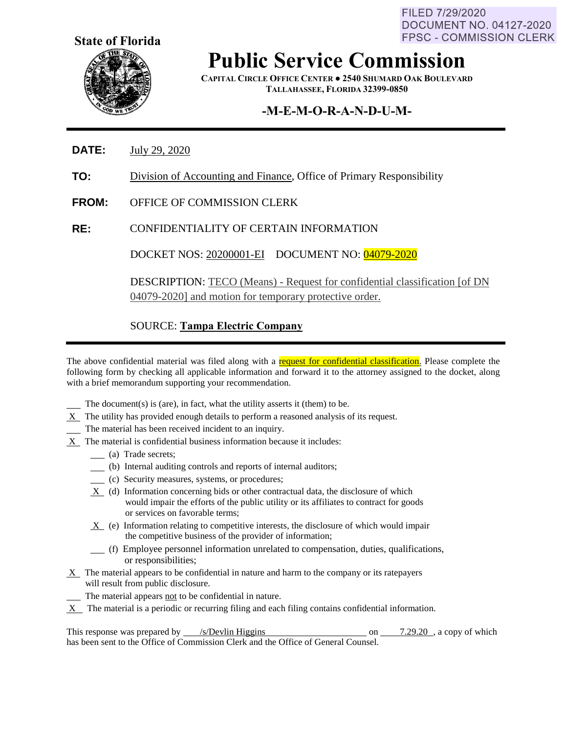FILED 7/29/2020
DOCUMENT NO. 04127-2020
FPSC - COMMISSION CLERK

**State of Florida**

# Public Service Commission

**CAPITAL CIRCLE OFFICE CENTER ● 2540 SHUMARD OAK BOULEVARD**
**TALLAHASSEE, FLORIDA 32399-0850**

## -M-E-M-O-R-A-N-D-U-M-

**DATE:** July 29, 2020

**TO:** Division of Accounting and Finance, Office of Primary Responsibility

**FROM:** OFFICE OF COMMISSION CLERK

**RE:** CONFIDENTIALITY OF CERTAIN INFORMATION

DOCKET NOS: 20200001-EI DOCUMENT NO: 04079-2020

DESCRIPTION: TECO (Means) - Request for confidential classification [of DN 04079-2020] and motion for temporary protective order.

SOURCE: **Tampa Electric Company**

---

The above confidential material was filed along with a request for confidential classification. Please complete the following form by checking all applicable information and forward it to the attorney assigned to the docket, along with a brief memorandum supporting your recommendation.

\_\_\_ The document(s) is (are), in fact, what the utility asserts it (them) to be.

\_X\_ The utility has provided enough details to perform a reasoned analysis of its request.

\_\_\_ The material has been received incident to an inquiry.

\_X\_ The material is confidential business information because it includes:

- \_\_\_ (a) Trade secrets;
- \_\_\_ (b) Internal auditing controls and reports of internal auditors;
- \_\_\_ (c) Security measures, systems, or procedures;
- \_X\_ (d) Information concerning bids or other contractual data, the disclosure of which would impair the efforts of the public utility or its affiliates to contract for goods or services on favorable terms;
- \_X\_ (e) Information relating to competitive interests, the disclosure of which would impair the competitive business of the provider of information;
- \_\_\_ (f) Employee personnel information unrelated to compensation, duties, qualifications, or responsibilities;

\_X\_ The material appears to be confidential in nature and harm to the company or its ratepayers will result from public disclosure.

\_\_\_ The material appears not to be confidential in nature.

\_X\_ The material is a periodic or recurring filing and each filing contains confidential information.

This response was prepared by /s/Devlin Higgins on 7.29.20 , a copy of which has been sent to the Office of Commission Clerk and the Office of General Counsel.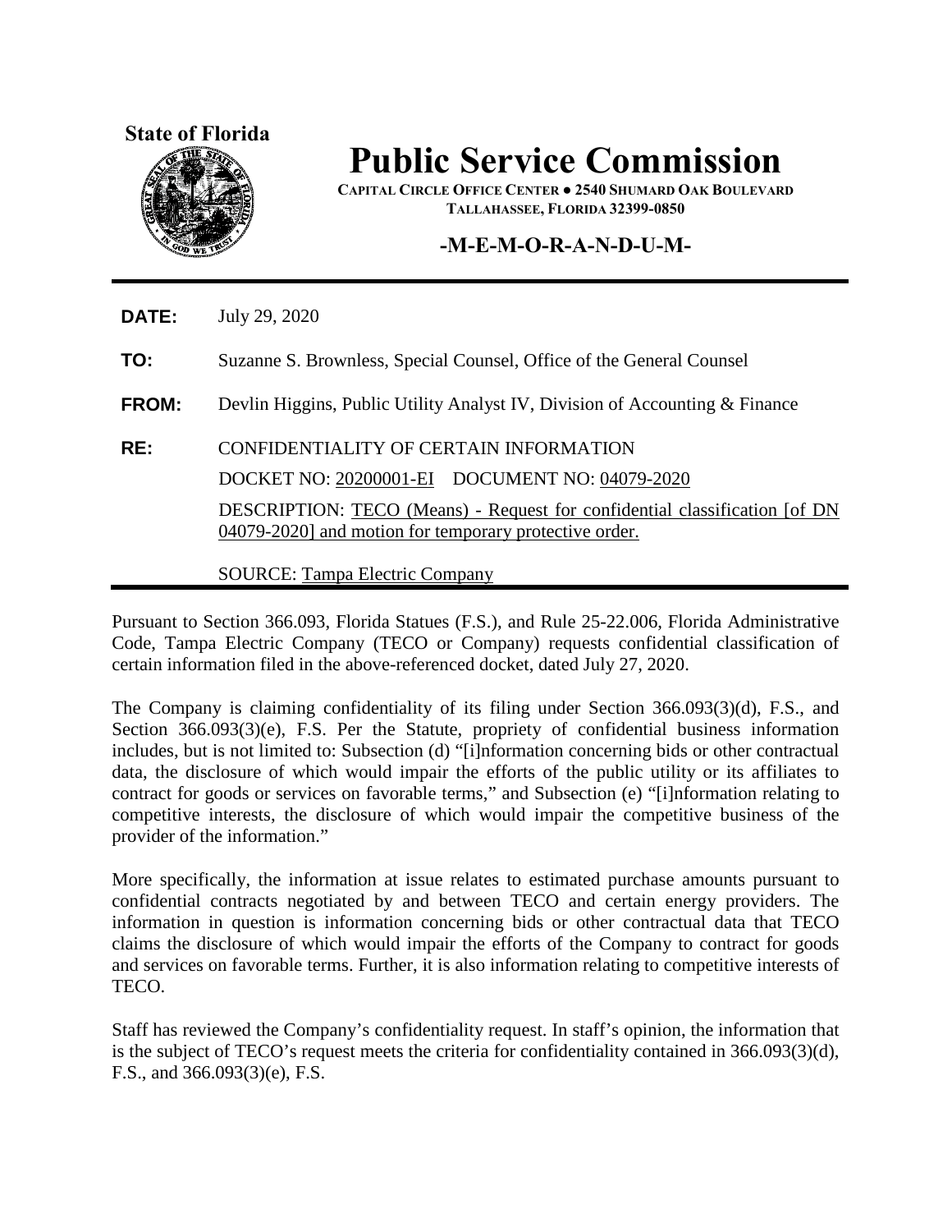**State of Florida**

# Public Service Commission

**CAPITAL CIRCLE OFFICE CENTER ● 2540 SHUMARD OAK BOULEVARD**
**TALLAHASSEE, FLORIDA 32399-0850**

## -M-E-M-O-R-A-N-D-U-M-

**DATE:** July 29, 2020

**TO:** Suzanne S. Brownless, Special Counsel, Office of the General Counsel

**FROM:** Devlin Higgins, Public Utility Analyst IV, Division of Accounting & Finance

**RE:** CONFIDENTIALITY OF CERTAIN INFORMATION

DOCKET NO: 20200001-EI DOCUMENT NO: 04079-2020

DESCRIPTION: TECO (Means) - Request for confidential classification [of DN 04079-2020] and motion for temporary protective order.

SOURCE: Tampa Electric Company

Pursuant to Section 366.093, Florida Statues (F.S.), and Rule 25-22.006, Florida Administrative Code, Tampa Electric Company (TECO or Company) requests confidential classification of certain information filed in the above-referenced docket, dated July 27, 2020.

The Company is claiming confidentiality of its filing under Section 366.093(3)(d), F.S., and Section 366.093(3)(e), F.S. Per the Statute, propriety of confidential business information includes, but is not limited to: Subsection (d) "[i]nformation concerning bids or other contractual data, the disclosure of which would impair the efforts of the public utility or its affiliates to contract for goods or services on favorable terms," and Subsection (e) "[i]nformation relating to competitive interests, the disclosure of which would impair the competitive business of the provider of the information."

More specifically, the information at issue relates to estimated purchase amounts pursuant to confidential contracts negotiated by and between TECO and certain energy providers. The information in question is information concerning bids or other contractual data that TECO claims the disclosure of which would impair the efforts of the Company to contract for goods and services on favorable terms. Further, it is also information relating to competitive interests of TECO.

Staff has reviewed the Company's confidentiality request. In staff's opinion, the information that is the subject of TECO's request meets the criteria for confidentiality contained in 366.093(3)(d), F.S., and 366.093(3)(e), F.S.